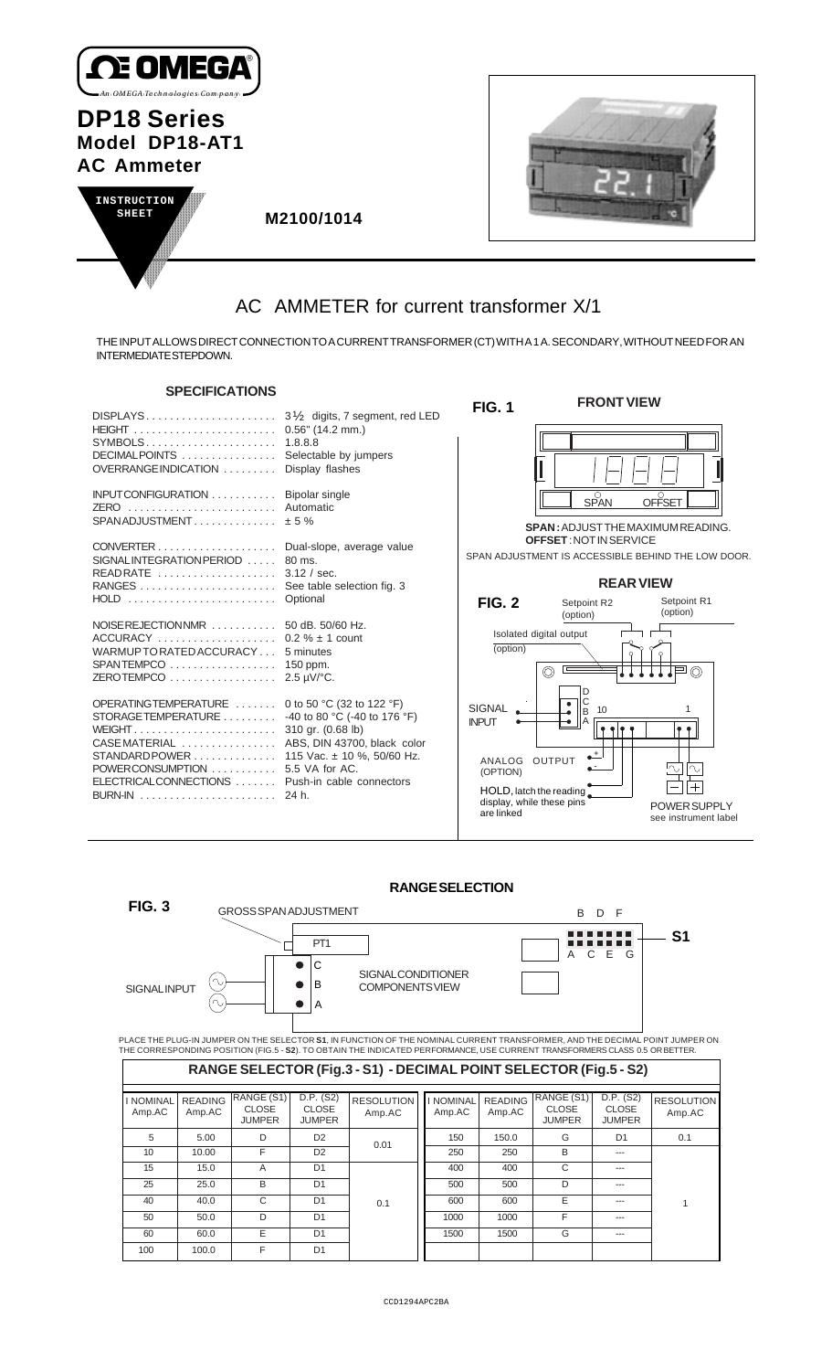# DP18 Series
## Model DP18-AT1
## AC Ammeter

INSTRUCTION SHEET

M2100/1014

# AC AMMETER for current transformer X/1

THE INPUT ALLOWS DIRECT CONNECTION TO A CURRENT TRANSFORMER (CT) WITH A 1 A. SECONDARY, WITHOUT NEED FOR AN INTERMEDIATE STEPDOWN.

## SPECIFICATIONS

| | |
|---|---|
| DISPLAYS | 3½ digits, 7 segment, red LED |
| HEIGHT | 0.56" (14.2 mm.) |
| SYMBOLS | 1.8.8.8 |
| DECIMAL POINTS | Selectable by jumpers |
| OVERRANGE INDICATION | Display flashes |
| INPUT CONFIGURATION | Bipolar single |
| ZERO | Automatic |
| SPAN ADJUSTMENT | ± 5 % |
| CONVERTER | Dual-slope, average value |
| SIGNAL INTEGRATION PERIOD | 80 ms. |
| READ RATE | 3.12 / sec. |
| RANGES | See table selection fig. 3 |
| HOLD | Optional |
| NOISE REJECTION NMR | 50 dB. 50/60 Hz. |
| ACCURACY | 0.2 % ± 1 count |
| WARMUP TO RATED ACCURACY | 5 minutes |
| SPAN TEMPCO | 150 ppm. |
| ZERO TEMPCO | 2.5 µV/°C. |
| OPERATING TEMPERATURE | 0 to 50 °C (32 to 122 °F) |
| STORAGE TEMPERATURE | -40 to 80 °C (-40 to 176 °F) |
| WEIGHT | 310 gr. (0.68 lb) |
| CASE MATERIAL | ABS, DIN 43700, black color |
| STANDARD POWER | 115 Vac. ± 10 %, 50/60 Hz. |
| POWER CONSUMPTION | 5.5 VA for AC. |
| ELECTRICAL CONNECTIONS | Push-in cable connectors |
| BURN-IN | 24 h. |

**FIG. 1** **FRONT VIEW**

SPAN OFFSET

**SPAN :** ADJUST THE MAXIMUM READING.
**OFFSET** : NOT IN SERVICE

SPAN ADJUSTMENT IS ACCESSIBLE BEHIND THE LOW DOOR.

**FIG. 2** **REAR VIEW**

Setpoint R2 (option) — Setpoint R1 (option)

Isolated digital output (option)

SIGNAL INPUT — D C B A — 10 — 1

ANALOG OUTPUT (OPTION)

HOLD, latch the reading display, while these pins are linked

POWER SUPPLY see instrument label

## RANGE SELECTION

**FIG. 3**

GROSS SPAN ADJUSTMENT — PT1 — C B A — SIGNAL INPUT — SIGNAL CONDITIONER COMPONENTS VIEW — B D F / A C E G — S1

PLACE THE PLUG-IN JUMPER ON THE SELECTOR **S1**, IN FUNCTION OF THE NOMINAL CURRENT TRANSFORMER, AND THE DECIMAL POINT JUMPER ON THE CORRESPONDING POSITION (FIG.5 - **S2**). TO OBTAIN THE INDICATED PERFORMANCE, USE CURRENT TRANSFORMERS CLASS 0.5 OR BETTER.

### RANGE SELECTOR (Fig.3 - S1) - DECIMAL POINT SELECTOR (Fig.5 - S2)

| I NOMINAL Amp.AC | READING Amp.AC | RANGE (S1) CLOSE JUMPER | D.P. (S2) CLOSE JUMPER | RESOLUTION Amp.AC | I NOMINAL Amp.AC | READING Amp.AC | RANGE (S1) CLOSE JUMPER | D.P. (S2) CLOSE JUMPER | RESOLUTION Amp.AC |
|---|---|---|---|---|---|---|---|---|---|
| 5 | 5.00 | D | D2 | 0.01 | 150 | 150.0 | G | D1 | 0.1 |
| 10 | 10.00 | F | D2 | | 250 | 250 | B | --- | 1 |
| 15 | 15.0 | A | D1 | 0.1 | 400 | 400 | C | --- | |
| 25 | 25.0 | B | D1 | | 500 | 500 | D | --- | |
| 40 | 40.0 | C | D1 | | 600 | 600 | E | --- | |
| 50 | 50.0 | D | D1 | | 1000 | 1000 | F | --- | |
| 60 | 60.0 | E | D1 | | 1500 | 1500 | G | --- | |
| 100 | 100.0 | F | D1 | | | | | | |

CCD1294APC2BA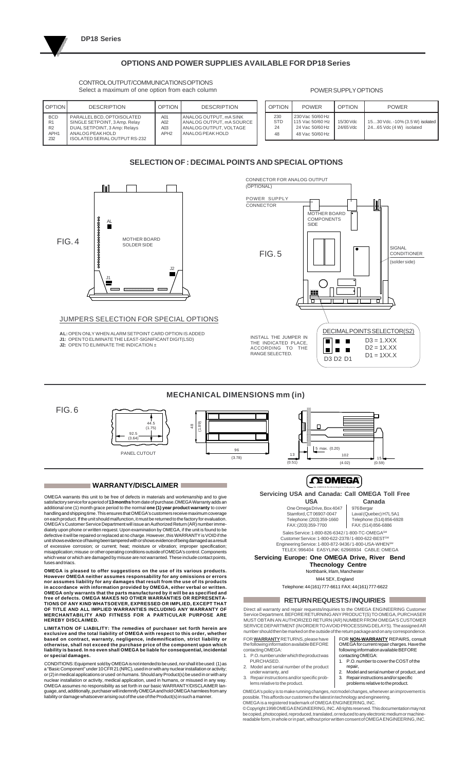## OPTIONS AND POWER SUPPLIES AVAILABLE FOR DP18 Series

CONTROL OUTPUT/COMMUNICATIONS OPTIONS
Select a maximum of one option from each column

| OPTION | DESCRIPTION | OPTION | DESCRIPTION |
|---|---|---|---|
| BCD<br>R1<br>R2<br>APH1<br>232 | PARALLEL BCD, OPTOISOLATED<br>SINGLE SETPOINT, 3 Amp. Relay<br>DUAL SETPOINT, 3 Amp: Relays<br>ANALOG PEAK HOLD<br>ISOLATED SERIAL OUTPUT RS-232 | A01<br>A02<br>A03<br>APH2 | ANALOG OUTPUT, mA SINK<br>ANALOG OUTPUT, mA SOURCE<br>ANALOG OUTPUT, VOLTAGE<br>ANALOG PEAK HOLD |

POWER SUPPLY OPTIONS

| OPTION | POWER | OPTION | POWER |
|---|---|---|---|
| 230<br>STD<br>24<br>48 | 230 Vac 50/60 Hz<br>115 Vac 50/60 Hz<br>24 Vac 50/60 Hz<br>48 Vac 50/60 Hz | 15/30 Vdc<br>24/65 Vdc | 15...30 Vdc. -10% (3.5 W) isolated<br>24...65 Vdc (4 W) isolated |

## SELECTION OF : DECIMAL POINTS AND SPECIAL OPTIONS

FIG. 4

AL
MOTHER BOARD SOLDER SIDE
J2
J1

FIG. 5

CONNECTOR FOR ANALOG OUTPUT (OPTIONAL)
POWER SUPPLY CONNECTOR
MOTHER BOARD COMPONENTS SIDE
SIGNAL CONDITIONER (solder side)

### JUMPERS SELECTION FOR SPECIAL OPTIONS

**AL:** OPEN ONLY WHEN ALARM SETPOINT CARD OPTION IS ADDED
**J1:** OPEN TO ELIMINATE THE LEAST-SIGNIFICANT DIGIT(LSD)
**J2:** OPEN TO ELIMINATE THE INDICATION ±

INSTALL THE JUMPER IN THE INDICATED PLACE, ACCORDING TO THE RANGE SELECTED.

DECIMAL POINTS SELECTOR(S2)
D3 D2 D1
D3 = 1.XXX
D2 = 1X.XX
D1 = 1XX.X

## MECHANICAL DIMENSIONS mm (in)

FIG. 6

PANEL CUTOUT
44.5 (1.75)
92.5 (3.64)
48 (1.89)
96 (3.78)
13 (0.51)
5 max. (0.20)
102 (4.02)
15 (0.59)

## WARRANTY/DISCLAIMER

OMEGA warrants this unit to be free of defects in materials and workmanship and to give satisfactory service for a period of **13 months** from date of purchase. OMEGA Warranty adds an additional one (1) month grace period to the normal **one (1) year product warranty** to cover handling and shipping time. This ensures that OMEGA's customers receive maximum coverage on each product. If the unit should malfunction, it must be returned to the factory for evaluation. OMEGA's Customer Service Department will issue an Authorized Return (AR) number immediately upon phone or written request. Upon examination by OMEGA, if the unit is found to be defective it will be repaired or replaced at no charge. However, this WARRANTY is VOID if the unit shows evidence of having been tampered with or shows evidence of being damaged as a result of excessive corrosion; or current; heat; moisture or vibration; improper specification; misapplication; misuse or other operating conditions outside of OMEGA's control. Components which wear or which are damaged by misuse are not warranted. These include contact points, fuses and triacs.

**OMEGA is pleased to offer suggestions on the use of its various products. However OMEGA neither assumes responsability for any omissions or errors nor assumes liability for any damages that result from the use of its products in accordance with information provided by OMEGA, either verbal or written. OMEGA only warrants that the parts manufactured by it will be as specified and free of defects. OMEGA MAKES NO OTHER WARRANTIES OR REPRESENTATIONS OF ANY KIND WHATSOEVER, EXPRESSED OR IMPLIED, EXCEPT THAT OF TITLE AND ALL IMPLIED WARRANTIES INCLUDING ANY WARRANTY OF MERCHANTABILITY AND FITNESS FOR A PARTICULAR PURPOSE ARE HEREBY DISCLAIMED.**

**LIMITATION OF LIABILITY: The remedies of purchaser set forth herein are exclusive and the total liability of OMEGA with respect to this order, whether based on contract, warranty, negligence, indemnification, strict liability or otherwise, shall not exceed the purchase price of the component upon which liability is based. In no even shall OMEGA be liable for consequential, incidental or special damages.**

CONDITIONS: Equipment sold by OMEGA is not intended to be used, nor shall it be used: (1) as a "Basic Component" under 10 CFR 21 (NRC), used in or with any nuclear installation or activity; or (2) in medical applications or used on humans. Should any Product(s) be used in or with any nuclear installation or activity, medical application, used in humans, or misused in any way. OMEGA assumes no responsibility as set forth in our basic WARRANTY/DISCLAIMER language, and, additionally, purchaser will indemnify OMEGA and hold OMEGA harmless from any liability or damage whatsoever arising out of the use of the Product(s) in such a manner.

**OMEGA**
An OMEGA Technologies Company

### Servicing USA and Canada: Call OMEGA Toll Free

| USA | Canada |
|---|---|
| One Omega Drive, Box 4047<br>Stamford, CT 06907-0047<br>Telephone: (203) 359-1660<br>FAX: (203) 359-7700 | 976 Bergar<br>Laval (Quebec) H7L 5A1<br>Telephone: (514) 856-6928<br>FAX: (514) 856-6886 |

Sales Service: 1-800-826-6342 / 1-800-TC-OMEGA[SM]
Customer Service: 1-800-622-2378 / 1-800-622-BEST[SM]
Engineering Service: 1-800-872-9436 / 1-800-USA-WHEN[SM]
TELEX: 996404 EASYLINK: 62968934 CABLE: OMEGA

### Servicing Europe: One OMEGA Drive, River Bend Thecnology Centre

Northbank, Irlam, Manchester
M44 5EX, England
Telephone: 44 (161) 777-6611 FAX: 44 (161) 777-6622

## RETURN REQUESTS / INQUIRIES

Direct all warranty and repair requests/inquiries to the OMEGA ENGINEERING Customer Service Department. BEFORE RETURNING ANY PRODUCT(S) TO OMEGA, PURCHASER MUST OBTAIN AN AUTHORIZED RETURN (AR) NUMBER FROM OMEGA'S CUSTOMER SERVICE DEPARTMENT (IN ORDER TO AVOID PROCESSING DELAYS). The assigned AR number should then be marked on the outside of the return package and on any correspondence.

FOR **WARRANTY** RETURNS, please have the following information available BEFORE contacting OMEGA:
1. P.O. number under which the product was PURCHASED.
2. Model and serial number of the product under warranty, and
3. Repair instructions and/or specific problems relative to the product.

FOR **NON-WARRANTY** REPAIRS, consult OMEGA for current repair charges. Have the following information available BEFORE contacting OMEGA:
1. P.O. number to cover the COST of the repair,
2. Model and serial number of product, and
3. Repair instructions and/or specific problems relative to the product.

OMEGA's policy is to make running changes, not model changes, whenever an improvement is possible. This affords our customers the latest in technology and engineering.
OMEGA is a registered trademark of OMEGA ENGINEERING, INC.
© Copyright 1998 OMEGA ENGINEERING, INC. All rights reserved. This documentation may not be copied, photocopied, reproduced, translated, or reduced to any electronic medium or machine-readable form, in whole or in part, without prior written consent of OMEGA ENGINEERING, INC.